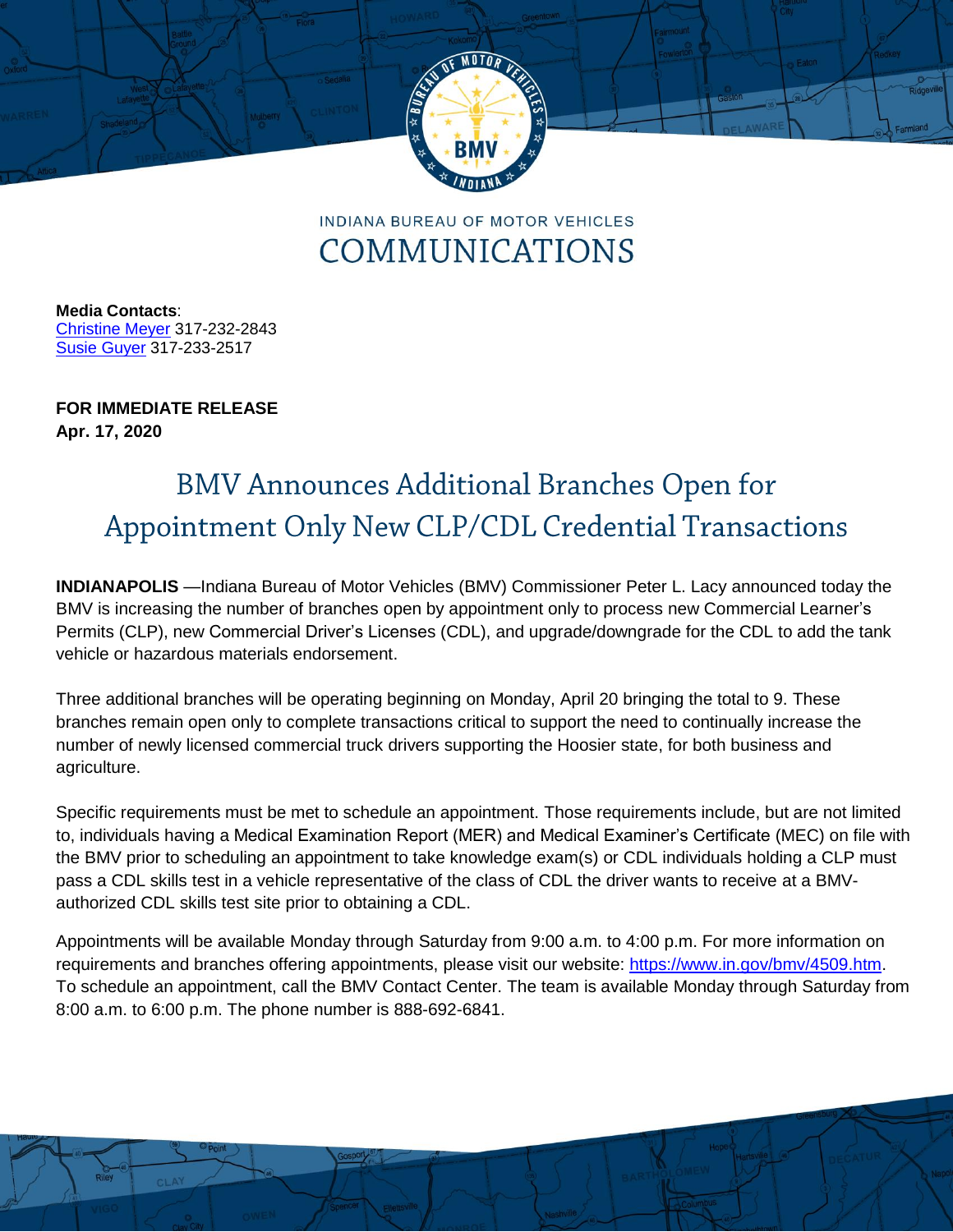INDIANA BUREAU OF MOTOR VEHICLES

COMMUNICATIONS

**Media Contacts**:
[Christine Meyer](#) 317-232-2843
[Susie Guyer](#) 317-233-2517

**FOR IMMEDIATE RELEASE**
**Apr. 17, 2020**

# BMV Announces Additional Branches Open for Appointment Only New CLP/CDL Credential Transactions

**INDIANAPOLIS** —Indiana Bureau of Motor Vehicles (BMV) Commissioner Peter L. Lacy announced today the BMV is increasing the number of branches open by appointment only to process new Commercial Learner's Permits (CLP), new Commercial Driver's Licenses (CDL), and upgrade/downgrade for the CDL to add the tank vehicle or hazardous materials endorsement.

Three additional branches will be operating beginning on Monday, April 20 bringing the total to 9. These branches remain open only to complete transactions critical to support the need to continually increase the number of newly licensed commercial truck drivers supporting the Hoosier state, for both business and agriculture.

Specific requirements must be met to schedule an appointment. Those requirements include, but are not limited to, individuals having a Medical Examination Report (MER) and Medical Examiner's Certificate (MEC) on file with the BMV prior to scheduling an appointment to take knowledge exam(s) or CDL individuals holding a CLP must pass a CDL skills test in a vehicle representative of the class of CDL the driver wants to receive at a BMV-authorized CDL skills test site prior to obtaining a CDL.

Appointments will be available Monday through Saturday from 9:00 a.m. to 4:00 p.m. For more information on requirements and branches offering appointments, please visit our website: https://www.in.gov/bmv/4509.htm. To schedule an appointment, call the BMV Contact Center. The team is available Monday through Saturday from 8:00 a.m. to 6:00 p.m. The phone number is 888-692-6841.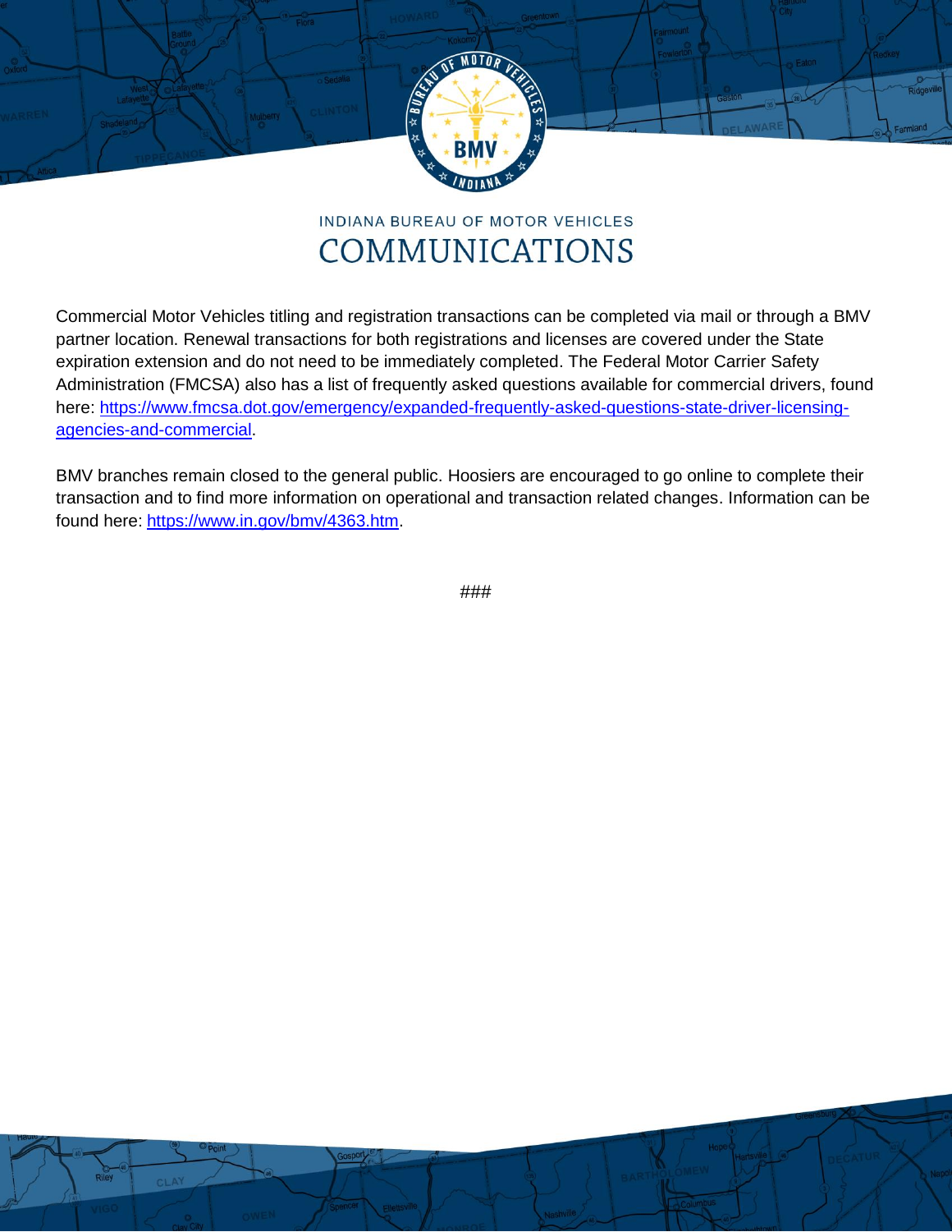INDIANA BUREAU OF MOTOR VEHICLES

# COMMUNICATIONS

Commercial Motor Vehicles titling and registration transactions can be completed via mail or through a BMV partner location. Renewal transactions for both registrations and licenses are covered under the State expiration extension and do not need to be immediately completed. The Federal Motor Carrier Safety Administration (FMCSA) also has a list of frequently asked questions available for commercial drivers, found here: [https://www.fmcsa.dot.gov/emergency/expanded-frequently-asked-questions-state-driver-licensing-agencies-and-commercial](https://www.fmcsa.dot.gov/emergency/expanded-frequently-asked-questions-state-driver-licensing-agencies-and-commercial).

BMV branches remain closed to the general public. Hoosiers are encouraged to go online to complete their transaction and to find more information on operational and transaction related changes. Information can be found here: [https://www.in.gov/bmv/4363.htm](https://www.in.gov/bmv/4363.htm).

###